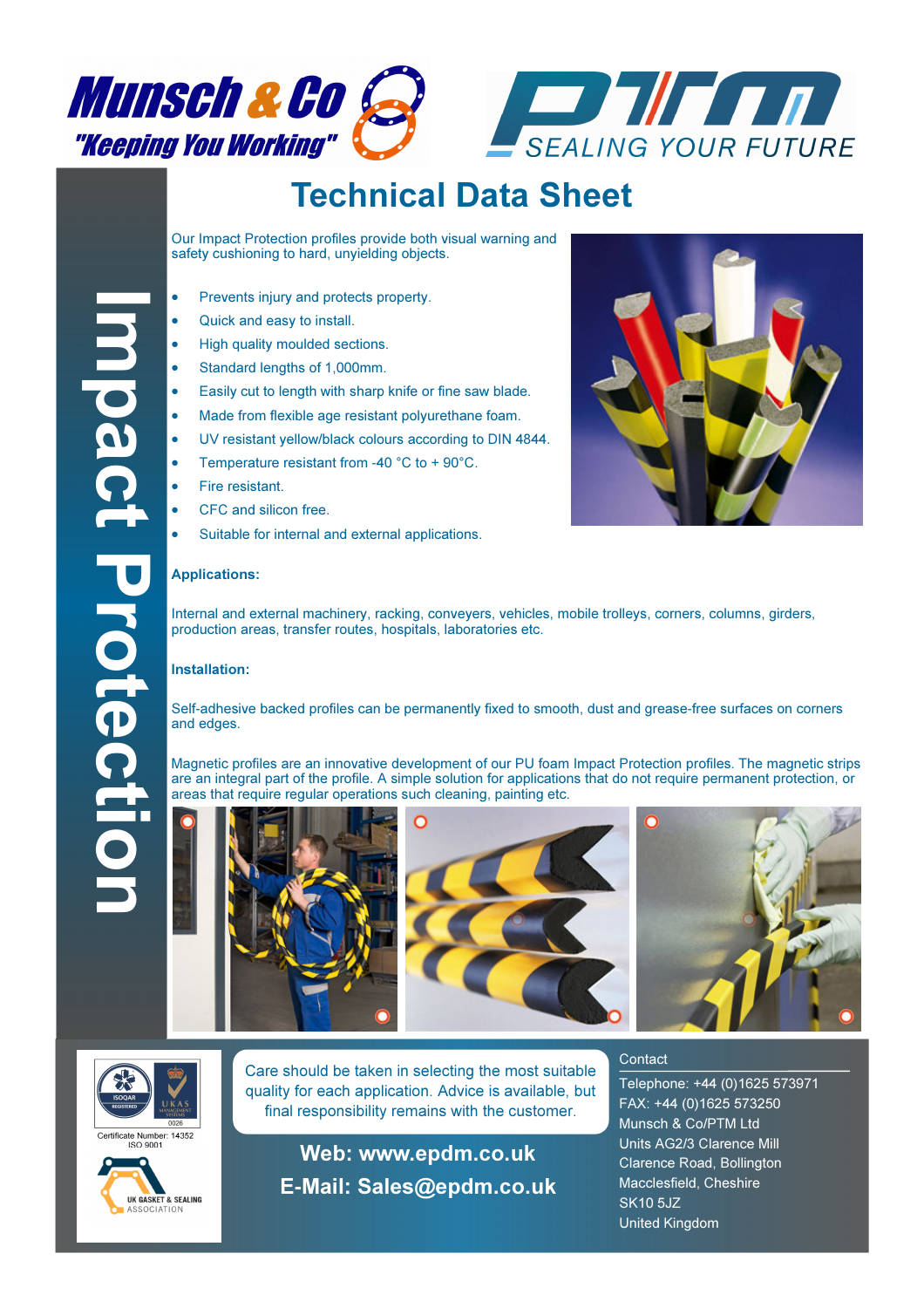Munsch & Co "Keeping You Working"

PTM SEALING YOUR FUTURE

# Technical Data Sheet

## Impact Protection

Our Impact Protection profiles provide both visual warning and safety cushioning to hard, unyielding objects.

- Prevents injury and protects property.
- Quick and easy to install.
- High quality moulded sections.
- Standard lengths of 1,000mm.
- Easily cut to length with sharp knife or fine saw blade.
- Made from flexible age resistant polyurethane foam.
- UV resistant yellow/black colours according to DIN 4844.
- Temperature resistant from -40 °C to + 90°C.
- Fire resistant.
- CFC and silicon free.
- Suitable for internal and external applications.

**Applications:**

Internal and external machinery, racking, conveyers, vehicles, mobile trolleys, corners, columns, girders, production areas, transfer routes, hospitals, laboratories etc.

**Installation:**

Self-adhesive backed profiles can be permanently fixed to smooth, dust and grease-free surfaces on corners and edges.

Magnetic profiles are an innovative development of our PU foam Impact Protection profiles. The magnetic strips are an integral part of the profile. A simple solution for applications that do not require permanent protection, or areas that require regular operations such cleaning, painting etc.

Certificate Number: 14352
ISO 9001

UK GASKET & SEALING ASSOCIATION

Care should be taken in selecting the most suitable quality for each application. Advice is available, but final responsibility remains with the customer.

**Web: www.epdm.co.uk**

**E-Mail: Sales@epdm.co.uk**

Contact

Telephone: +44 (0)1625 573971
FAX: +44 (0)1625 573250
Munsch & Co/PTM Ltd
Units AG2/3 Clarence Mill
Clarence Road, Bollington
Macclesfield, Cheshire
SK10 5JZ
United Kingdom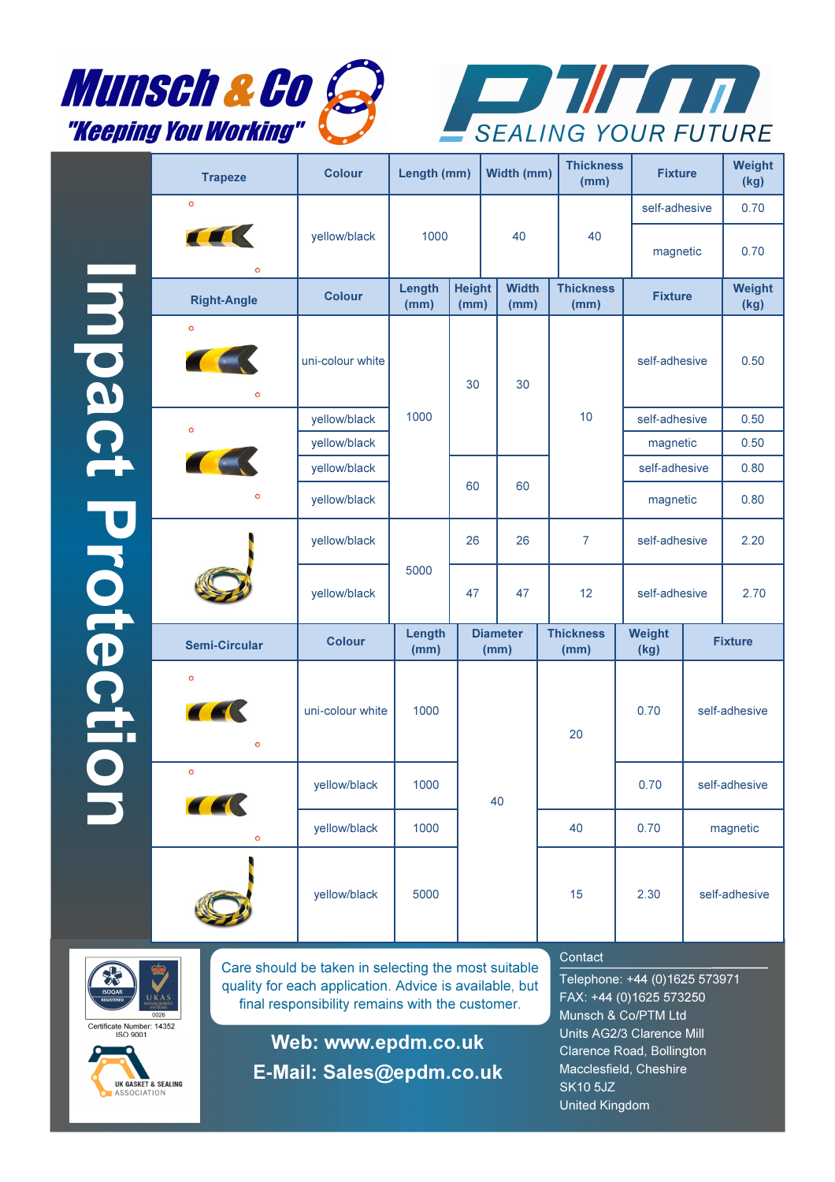# Munsch & Co "Keeping You Working"

# PTM SEALING YOUR FUTURE

## Impact Protection

| Trapeze | Colour | Length (mm) | Width (mm) | Thickness (mm) | Fixture | Weight (kg) |
|---|---|---|---|---|---|---|
| | yellow/black | 1000 | 40 | 40 | self-adhesive | 0.70 |
| | | | | | magnetic | 0.70 |

| Right-Angle | Colour | Length (mm) | Height (mm) | Width (mm) | Thickness (mm) | Fixture | Weight (kg) |
|---|---|---|---|---|---|---|---|
| | uni-colour white | 1000 | 30 | 30 | 10 | self-adhesive | 0.50 |
| | yellow/black | 1000 | 30 | 30 | 10 | self-adhesive | 0.50 |
| | yellow/black | 1000 | 30 | 30 | 10 | magnetic | 0.50 |
| | yellow/black | 1000 | 60 | 60 | 10 | self-adhesive | 0.80 |
| | yellow/black | 1000 | 60 | 60 | 10 | magnetic | 0.80 |
| | yellow/black | 5000 | 26 | 26 | 7 | self-adhesive | 2.20 |
| | yellow/black | 5000 | 47 | 47 | 12 | self-adhesive | 2.70 |

| Semi-Circular | Colour | Length (mm) | Diameter (mm) | Thickness (mm) | Weight (kg) | Fixture |
|---|---|---|---|---|---|---|
| | uni-colour white | 1000 | 40 | 20 | 0.70 | self-adhesive |
| | yellow/black | 1000 | 40 | 20 | 0.70 | self-adhesive |
| | yellow/black | 1000 | 40 | 40 | 0.70 | magnetic |
| | yellow/black | 5000 | 40 | 15 | 2.30 | self-adhesive |

ISOQAR REGISTERED UKAS MANAGEMENT SYSTEMS 0026

Certificate Number: 14352 ISO 9001

UK GASKET & SEALING ASSOCIATION

Care should be taken in selecting the most suitable quality for each application. Advice is available, but final responsibility remains with the customer.

**Web: www.epdm.co.uk**

**E-Mail: Sales@epdm.co.uk**

Contact

Telephone: +44 (0)1625 573971
FAX: +44 (0)1625 573250
Munsch & Co/PTM Ltd
Units AG2/3 Clarence Mill
Clarence Road, Bollington
Macclesfield, Cheshire
SK10 5JZ
United Kingdom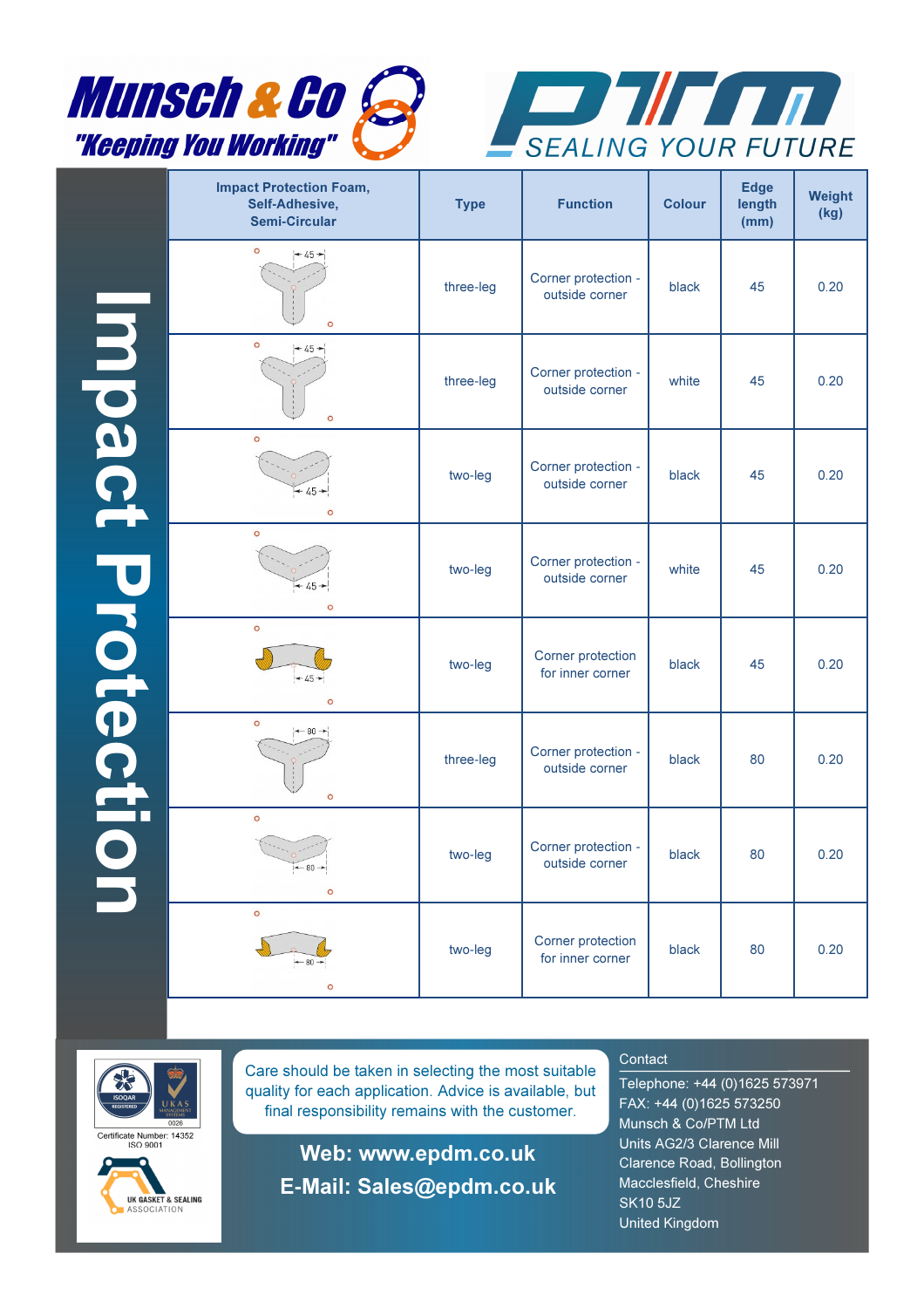Munsch & Co "Keeping You Working"

PTM SEALING YOUR FUTURE

# Impact Protection

| Impact Protection Foam, Self-Adhesive, Semi-Circular | Type | Function | Colour | Edge length (mm) | Weight (kg) |
|---|---|---|---|---|---|
| 45 | three-leg | Corner protection - outside corner | black | 45 | 0.20 |
| 45 | three-leg | Corner protection - outside corner | white | 45 | 0.20 |
| 45 | two-leg | Corner protection - outside corner | black | 45 | 0.20 |
| 45 | two-leg | Corner protection - outside corner | white | 45 | 0.20 |
| 45 | two-leg | Corner protection for inner corner | black | 45 | 0.20 |
| 80 | three-leg | Corner protection - outside corner | black | 80 | 0.20 |
| 80 | two-leg | Corner protection - outside corner | black | 80 | 0.20 |
| 80 | two-leg | Corner protection for inner corner | black | 80 | 0.20 |

ISOQAR REGISTERED, UKAS MANAGEMENT SYSTEMS 0026

Certificate Number: 14352
ISO 9001

UK GASKET & SEALING ASSOCIATION

Care should be taken in selecting the most suitable quality for each application. Advice is available, but final responsibility remains with the customer.

**Web: www.epdm.co.uk**

**E-Mail: Sales@epdm.co.uk**

Contact

Telephone: +44 (0)1625 573971
FAX: +44 (0)1625 573250
Munsch & Co/PTM Ltd
Units AG2/3 Clarence Mill
Clarence Road, Bollington
Macclesfield, Cheshire
SK10 5JZ
United Kingdom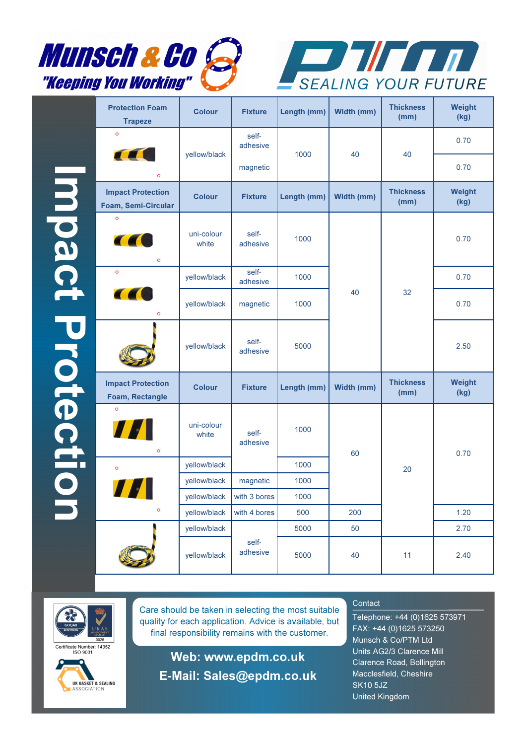Munsch & Co "Keeping You Working"

PTM SEALING YOUR FUTURE

# Impact Protection

| Protection Foam Trapeze | Colour | Fixture | Length (mm) | Width (mm) | Thickness (mm) | Weight (kg) |
|---|---|---|---|---|---|---|
| | yellow/black | self-adhesive | 1000 | 40 | 40 | 0.70 |
| | yellow/black | magnetic | 1000 | 40 | 40 | 0.70 |

| Impact Protection Foam, Semi-Circular | Colour | Fixture | Length (mm) | Width (mm) | Thickness (mm) | Weight (kg) |
|---|---|---|---|---|---|---|
| | uni-colour white | self-adhesive | 1000 | 40 | 32 | 0.70 |
| | yellow/black | self-adhesive | 1000 | 40 | 32 | 0.70 |
| | yellow/black | magnetic | 1000 | 40 | 32 | 0.70 |
| | yellow/black | self-adhesive | 5000 | 40 | 32 | 2.50 |

| Impact Protection Foam, Rectangle | Colour | Fixture | Length (mm) | Width (mm) | Thickness (mm) | Weight (kg) |
|---|---|---|---|---|---|---|
| | uni-colour white | self-adhesive | 1000 | 60 | 20 | 0.70 |
| | yellow/black | self-adhesive | 1000 | 60 | 20 | 0.70 |
| | yellow/black | magnetic | 1000 | 60 | 20 | 0.70 |
| | yellow/black | with 3 bores | 1000 | 60 | 20 | 0.70 |
| | yellow/black | with 4 bores | 500 | 200 | 20 | 1.20 |
| | yellow/black | self-adhesive | 5000 | 50 | 20 | 2.70 |
| | yellow/black | self-adhesive | 5000 | 40 | 11 | 2.40 |

ISOQAR REGISTERED · UKAS MANAGEMENT SYSTEMS 0026
Certificate Number: 14352
ISO 9001

UK GASKET & SEALING ASSOCIATION

Care should be taken in selecting the most suitable quality for each application. Advice is available, but final responsibility remains with the customer.

**Web: www.epdm.co.uk**

**E-Mail: Sales@epdm.co.uk**

Contact

Telephone: +44 (0)1625 573971
FAX: +44 (0)1625 573250
Munsch & Co/PTM Ltd
Units AG2/3 Clarence Mill
Clarence Road, Bollington
Macclesfield, Cheshire
SK10 5JZ
United Kingdom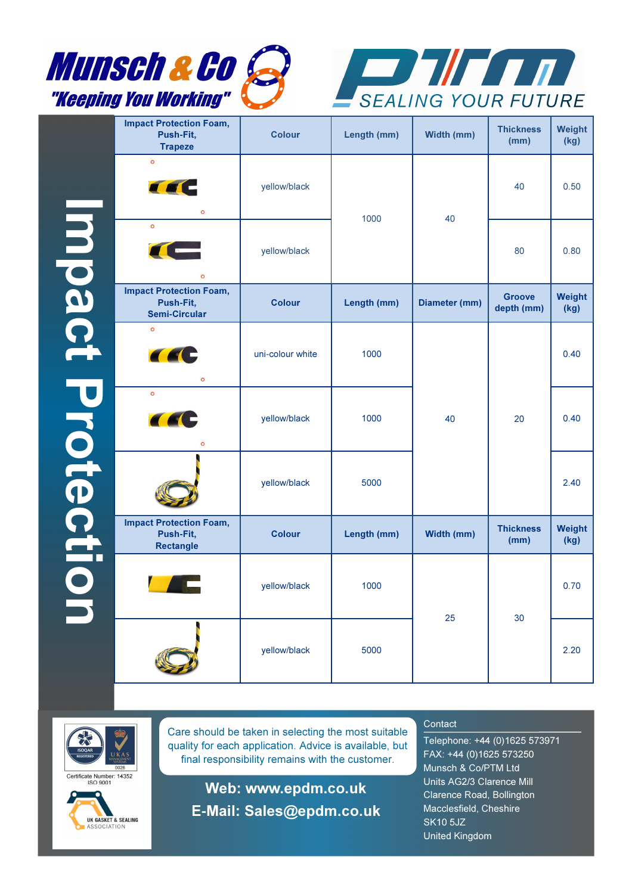# Impact Protection

| Impact Protection Foam, Push-Fit, Trapeze | Colour | Length (mm) | Width (mm) | Thickness (mm) | Weight (kg) |
|---|---|---|---|---|---|
| | yellow/black | 1000 | 40 | 40 | 0.50 |
| | yellow/black | 1000 | 40 | 80 | 0.80 |

| Impact Protection Foam, Push-Fit, Semi-Circular | Colour | Length (mm) | Diameter (mm) | Groove depth (mm) | Weight (kg) |
|---|---|---|---|---|---|
| | uni-colour white | 1000 | 40 | 20 | 0.40 |
| | yellow/black | 1000 | 40 | 20 | 0.40 |
| | yellow/black | 5000 | 40 | 20 | 2.40 |

| Impact Protection Foam, Push-Fit, Rectangle | Colour | Length (mm) | Width (mm) | Thickness (mm) | Weight (kg) |
|---|---|---|---|---|---|
| | yellow/black | 1000 | 25 | 30 | 0.70 |
| | yellow/black | 5000 | 25 | 30 | 2.20 |

Certificate Number: 14352
ISO 9001

Care should be taken in selecting the most suitable quality for each application. Advice is available, but final responsibility remains with the customer.

**Web: www.epdm.co.uk**

**E-Mail: Sales@epdm.co.uk**

Contact

Telephone: +44 (0)1625 573971
FAX: +44 (0)1625 573250
Munsch & Co/PTM Ltd
Units AG2/3 Clarence Mill
Clarence Road, Bollington
Macclesfield, Cheshire
SK10 5JZ
United Kingdom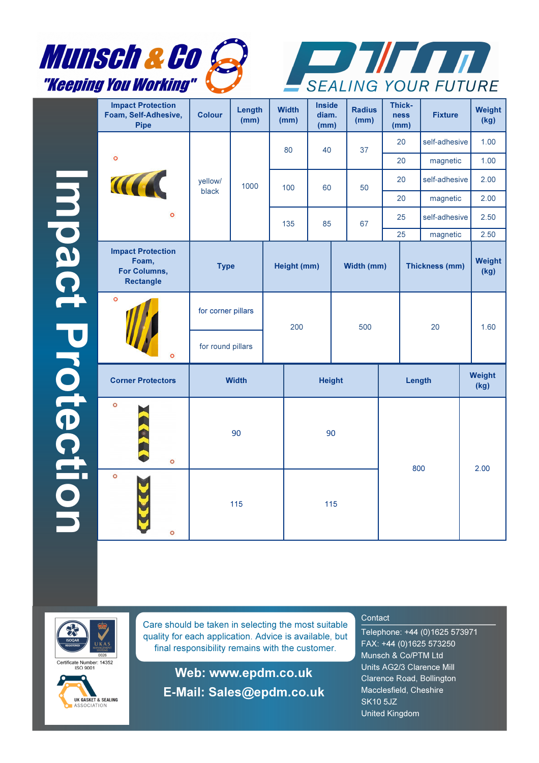Munsch & Co "Keeping You Working"

PTM SEALING YOUR FUTURE

# Impact Protection

| Impact Protection Foam, Self-Adhesive, Pipe | Colour | Length (mm) | Width (mm) | Inside diam. (mm) | Radius (mm) | Thick-ness (mm) | Fixture | Weight (kg) |
|---|---|---|---|---|---|---|---|---|
| | yellow/ black | 1000 | 80 | 40 | 37 | 20 | self-adhesive | 1.00 |
| | | | | | | 20 | magnetic | 1.00 |
| | | | 100 | 60 | 50 | 20 | self-adhesive | 2.00 |
| | | | | | | 20 | magnetic | 2.00 |
| | | | 135 | 85 | 67 | 25 | self-adhesive | 2.50 |
| | | | | | | 25 | magnetic | 2.50 |

| Impact Protection Foam, For Columns, Rectangle | Type | Height (mm) | Width (mm) | Thickness (mm) | Weight (kg) |
|---|---|---|---|---|---|
| | for corner pillars | 200 | 500 | 20 | 1.60 |
| | for round pillars | | | | |

| Corner Protectors | Width | Height | Length | Weight (kg) |
|---|---|---|---|---|
| | 90 | 90 | 800 | 2.00 |
| | 115 | 115 | | |

Certificate Number: 14352 ISO 9001

UK GASKET & SEALING ASSOCIATION

Care should be taken in selecting the most suitable quality for each application. Advice is available, but final responsibility remains with the customer.

**Web: www.epdm.co.uk**

**E-Mail: Sales@epdm.co.uk**

Contact

Telephone: +44 (0)1625 573971
FAX: +44 (0)1625 573250
Munsch & Co/PTM Ltd
Units AG2/3 Clarence Mill
Clarence Road, Bollington
Macclesfield, Cheshire
SK10 5JZ
United Kingdom